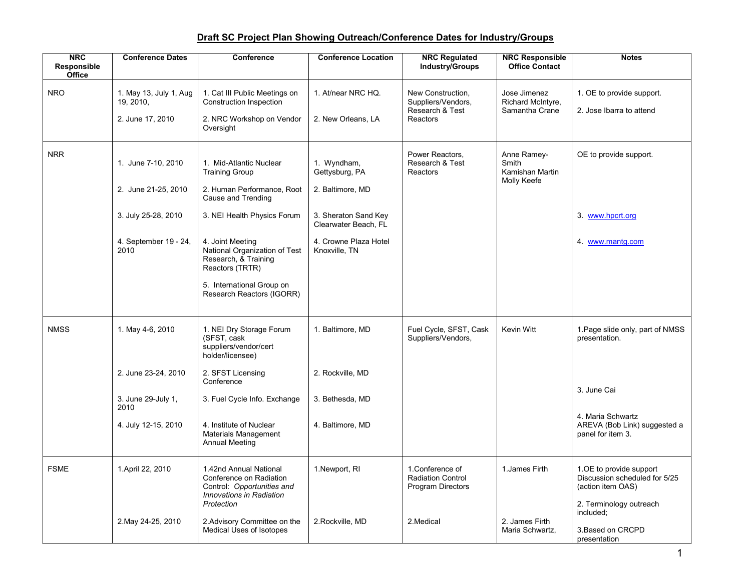# Draft SC Project Plan Showing Outreach/Conference Dates for Industry/Groups

| NRC Responsible Office | Conference Dates | Conference | Conference Location | NRC Regulated Industry/Groups | NRC Responsible Office Contact | Notes |
|---|---|---|---|---|---|---|
| NRO | 1. May 13, July 1, Aug 19, 2010,<br>2. June 17, 2010 | 1. Cat III Public Meetings on Construction Inspection<br>2. NRC Workshop on Vendor Oversight | 1. At/near NRC HQ.<br>2. New Orleans, LA | New Construction, Suppliers/Vendors, Research & Test Reactors | Jose Jimenez<br>Richard McIntyre,<br>Samantha Crane | 1. OE to provide support.<br>2. Jose Ibarra to attend |
| NRR | 1. June 7-10, 2010<br>2. June 21-25, 2010<br>3. July 25-28, 2010<br>4. September 19 - 24, 2010 | 1. Mid-Atlantic Nuclear Training Group<br>2. Human Performance, Root Cause and Trending<br>3. NEI Health Physics Forum<br>4. Joint Meeting National Organization of Test Research, & Training Reactors (TRTR)<br>5. International Group on Research Reactors (IGORR) | 1. Wyndham, Gettysburg, PA<br>2. Baltimore, MD<br>3. Sheraton Sand Key Clearwater Beach, FL<br>4. Crowne Plaza Hotel Knoxville, TN | Power Reactors, Research & Test Reactors | Anne Ramey-Smith<br>Kamishan Martin<br>Molly Keefe | OE to provide support.<br>3. www.hpcrt.org<br>4. www.mantg.com |
| NMSS | 1. May 4-6, 2010<br>2. June 23-24, 2010<br>3. June 29-July 1, 2010<br>4. July 12-15, 2010 | 1. NEI Dry Storage Forum (SFST, cask suppliers/vendor/cert holder/licensee)<br>2. SFST Licensing Conference<br>3. Fuel Cycle Info. Exchange<br>4. Institute of Nuclear Materials Management Annual Meeting | 1. Baltimore, MD<br>2. Rockville, MD<br>3. Bethesda, MD<br>4. Baltimore, MD | Fuel Cycle, SFST, Cask Suppliers/Vendors, | Kevin Witt | 1.Page slide only, part of NMSS presentation.<br>3. June Cai<br>4. Maria Schwartz AREVA (Bob Link) suggested a panel for item 3. |
| FSME | 1.April 22, 2010<br>2.May 24-25, 2010 | 1.42nd Annual National Conference on Radiation Control: *Opportunities and Innovations in Radiation Protection*<br>2.Advisory Committee on the Medical Uses of Isotopes | 1.Newport, RI<br>2.Rockville, MD | 1.Conference of Radiation Control Program Directors<br>2.Medical | 1.James Firth<br>2. James Firth Maria Schwartz, | 1.OE to provide support Discussion scheduled for 5/25 (action item OAS)<br>2. Terminology outreach included;<br>3.Based on CRCPD presentation |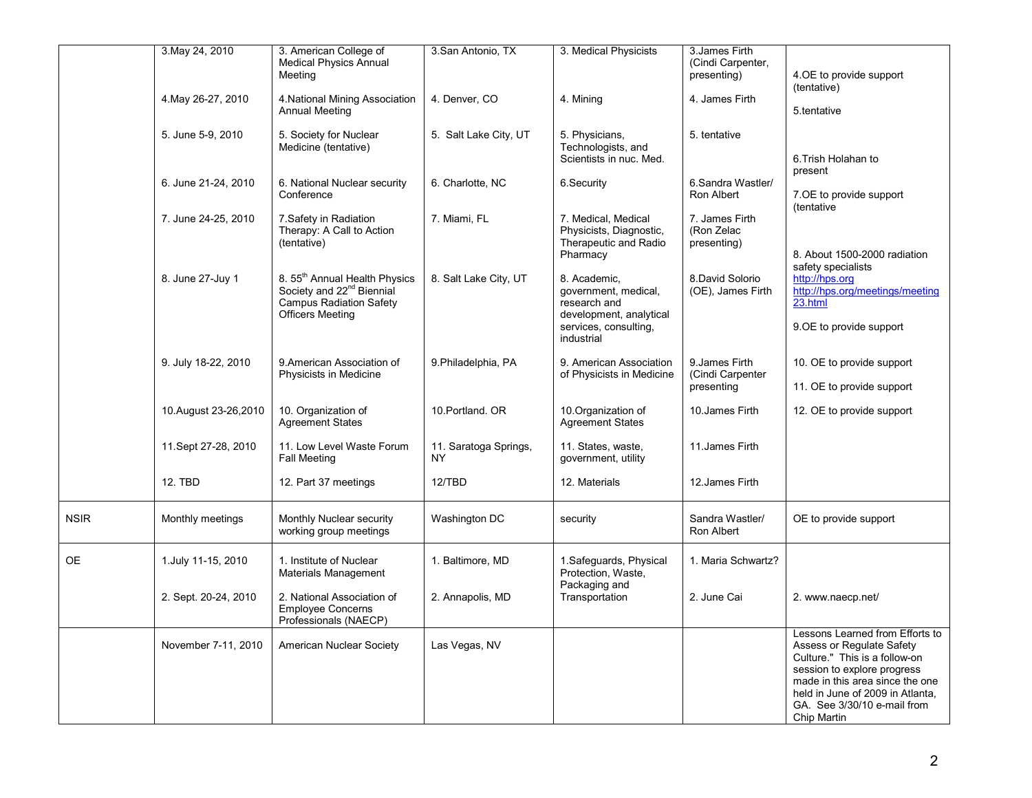| | | | | | | |
|---|---|---|---|---|---|---|
| | 3.May 24, 2010<br><br>4.May 26-27, 2010<br><br>5. June 5-9, 2010<br><br>6. June 21-24, 2010<br><br>7. June 24-25, 2010<br><br>8. June 27-Juy 1<br><br>9. July 18-22, 2010<br><br>10.August 23-26,2010<br><br>11.Sept 27-28, 2010<br><br>12. TBD | 3. American College of Medical Physics Annual Meeting<br><br>4.National Mining Association Annual Meeting<br><br>5. Society for Nuclear Medicine (tentative)<br><br>6. National Nuclear security Conference<br><br>7.Safety in Radiation Therapy: A Call to Action (tentative)<br><br>8. 55th Annual Health Physics Society and 22nd Biennial Campus Radiation Safety Officers Meeting<br><br>9.American Association of Physicists in Medicine<br><br>10. Organization of Agreement States<br><br>11. Low Level Waste Forum Fall Meeting<br><br>12. Part 37 meetings | 3.San Antonio, TX<br><br>4. Denver, CO<br><br>5. Salt Lake City, UT<br><br>6. Charlotte, NC<br><br>7. Miami, FL<br><br>8. Salt Lake City, UT<br><br>9.Philadelphia, PA<br><br>10.Portland. OR<br><br>11. Saratoga Springs, NY<br><br>12/TBD | 3. Medical Physicists<br><br>4. Mining<br><br>5. Physicians, Technologists, and Scientists in nuc. Med.<br><br>6.Security<br><br>7. Medical, Medical Physicists, Diagnostic, Therapeutic and Radio Pharmacy<br><br>8. Academic, government, medical, research and development, analytical services, consulting, industrial<br><br>9. American Association of Physicists in Medicine<br><br>10.Organization of Agreement States<br><br>11. States, waste, government, utility<br><br>12. Materials | 3.James Firth (Cindi Carpenter, presenting)<br><br>4. James Firth<br><br>5. tentative<br><br>6.Sandra Wastler/ Ron Albert<br><br>7. James Firth (Ron Zelac presenting)<br><br>8.David Solorio (OE), James Firth<br><br>9.James Firth (Cindi Carpenter presenting<br><br>10.James Firth<br><br>11.James Firth<br><br>12.James Firth | 4.OE to provide support (tentative)<br><br>5.tentative<br><br>6.Trish Holahan to present<br><br>7.OE to provide support (tentative<br><br>8. About 1500-2000 radiation safety specialists http://hps.org http://hps.org/meetings/meeting23.html<br><br>9.OE to provide support<br><br>10. OE to provide support<br><br>11. OE to provide support<br><br>12. OE to provide support |
| NSIR | Monthly meetings | Monthly Nuclear security working group meetings | Washington DC | security | Sandra Wastler/ Ron Albert | OE to provide support |
| OE | 1.July 11-15, 2010<br><br>2. Sept. 20-24, 2010 | 1. Institute of Nuclear Materials Management<br><br>2. National Association of Employee Concerns Professionals (NAECP) | 1. Baltimore, MD<br><br>2. Annapolis, MD | 1.Safeguards, Physical Protection, Waste, Packaging and Transportation | 1. Maria Schwartz?<br><br>2. June Cai | 2. www.naecp.net/ |
| | November 7-11, 2010 | American Nuclear Society | Las Vegas, NV | | | Lessons Learned from Efforts to Assess or Regulate Safety Culture." This is a follow-on session to explore progress made in this area since the one held in June of 2009 in Atlanta, GA. See 3/30/10 e-mail from Chip Martin |